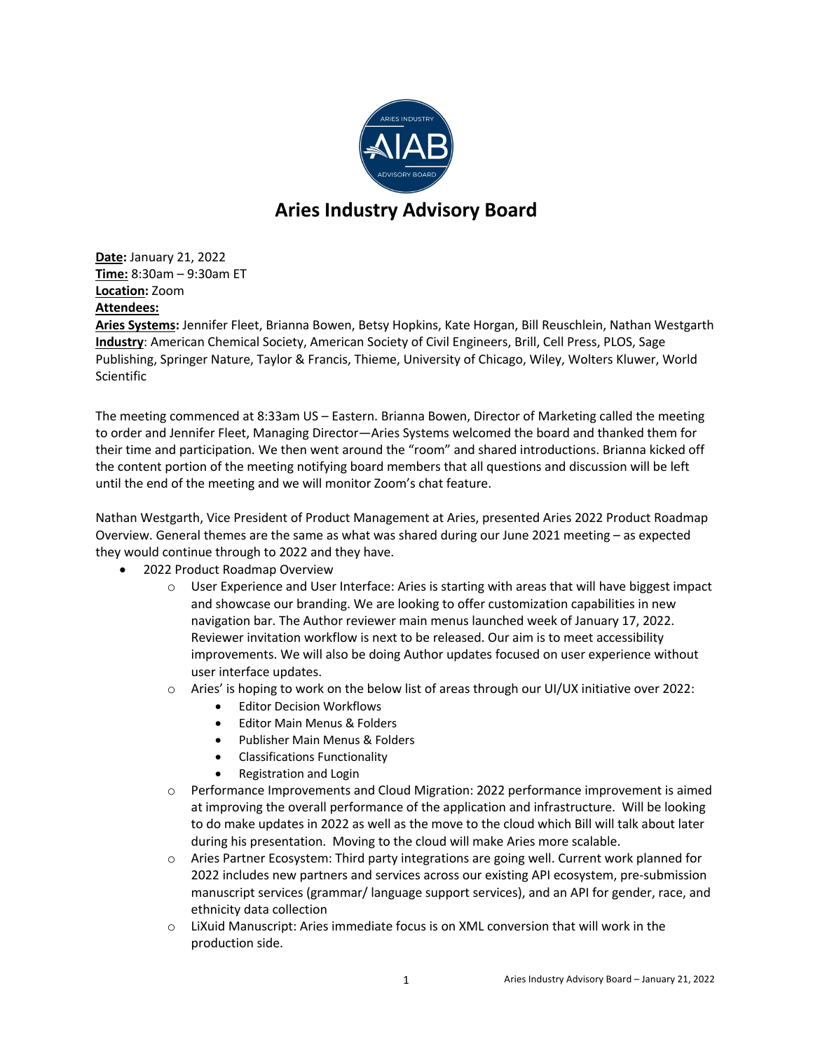# Aries Industry Advisory Board

**Date:** January 21, 2022
**Time:** 8:30am – 9:30am ET
**Location:** Zoom
**Attendees:**
**Aries Systems:** Jennifer Fleet, Brianna Bowen, Betsy Hopkins, Kate Horgan, Bill Reuschlein, Nathan Westgarth
**Industry**: American Chemical Society, American Society of Civil Engineers, Brill, Cell Press, PLOS, Sage Publishing, Springer Nature, Taylor & Francis, Thieme, University of Chicago, Wiley, Wolters Kluwer, World Scientific

The meeting commenced at 8:33am US – Eastern. Brianna Bowen, Director of Marketing called the meeting to order and Jennifer Fleet, Managing Director—Aries Systems welcomed the board and thanked them for their time and participation. We then went around the "room" and shared introductions. Brianna kicked off the content portion of the meeting notifying board members that all questions and discussion will be left until the end of the meeting and we will monitor Zoom's chat feature.

Nathan Westgarth, Vice President of Product Management at Aries, presented Aries 2022 Product Roadmap Overview. General themes are the same as what was shared during our June 2021 meeting – as expected they would continue through to 2022 and they have.

- 2022 Product Roadmap Overview
  - User Experience and User Interface: Aries is starting with areas that will have biggest impact and showcase our branding. We are looking to offer customization capabilities in new navigation bar. The Author reviewer main menus launched week of January 17, 2022. Reviewer invitation workflow is next to be released. Our aim is to meet accessibility improvements. We will also be doing Author updates focused on user experience without user interface updates.
  - Aries' is hoping to work on the below list of areas through our UI/UX initiative over 2022:
    - Editor Decision Workflows
    - Editor Main Menus & Folders
    - Publisher Main Menus & Folders
    - Classifications Functionality
    - Registration and Login
  - Performance Improvements and Cloud Migration: 2022 performance improvement is aimed at improving the overall performance of the application and infrastructure. Will be looking to do make updates in 2022 as well as the move to the cloud which Bill will talk about later during his presentation. Moving to the cloud will make Aries more scalable.
  - Aries Partner Ecosystem: Third party integrations are going well. Current work planned for 2022 includes new partners and services across our existing API ecosystem, pre-submission manuscript services (grammar/ language support services), and an API for gender, race, and ethnicity data collection
  - LiXuid Manuscript: Aries immediate focus is on XML conversion that will work in the production side.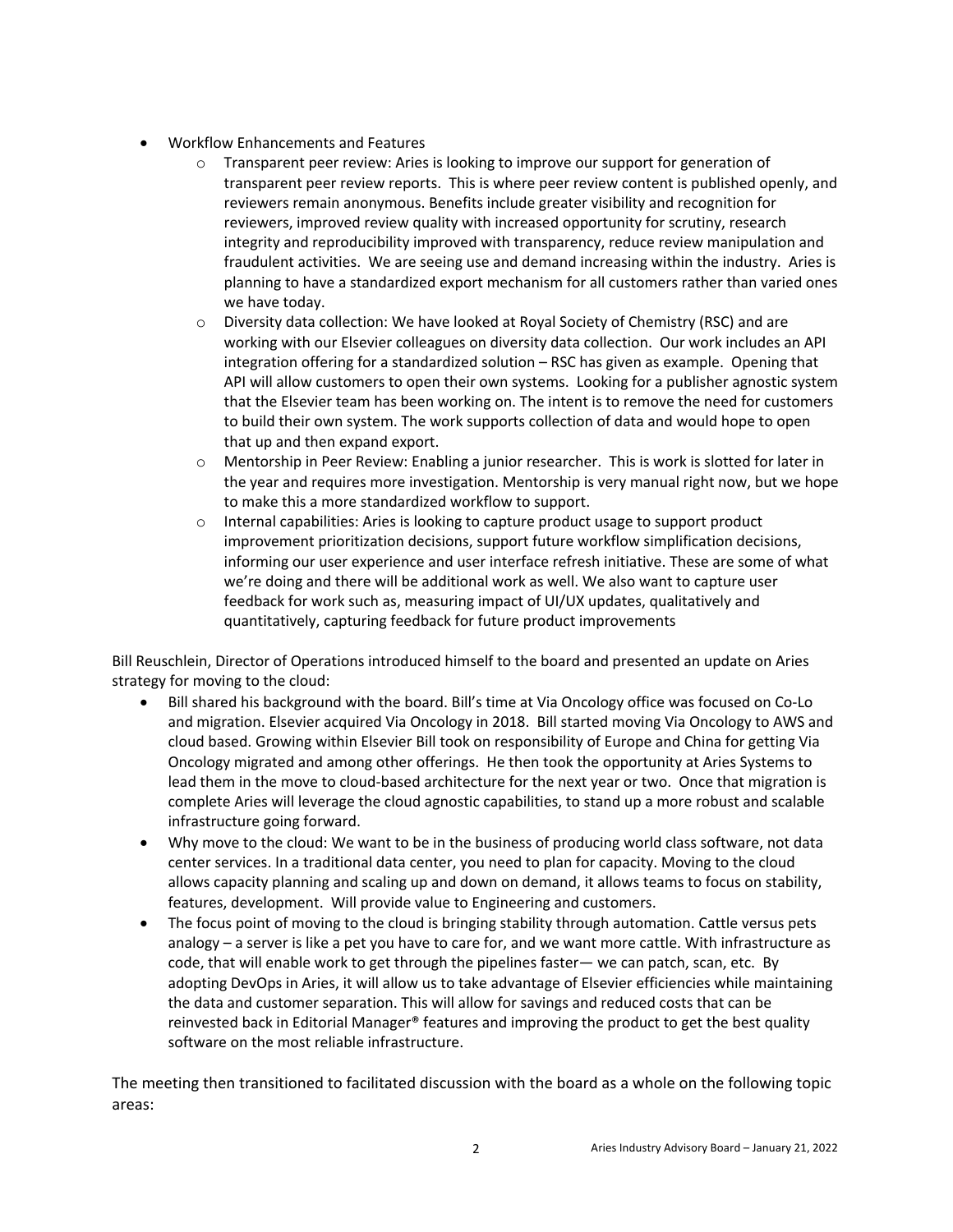- Workflow Enhancements and Features
    - Transparent peer review: Aries is looking to improve our support for generation of transparent peer review reports. This is where peer review content is published openly, and reviewers remain anonymous. Benefits include greater visibility and recognition for reviewers, improved review quality with increased opportunity for scrutiny, research integrity and reproducibility improved with transparency, reduce review manipulation and fraudulent activities. We are seeing use and demand increasing within the industry. Aries is planning to have a standardized export mechanism for all customers rather than varied ones we have today.
    - Diversity data collection: We have looked at Royal Society of Chemistry (RSC) and are working with our Elsevier colleagues on diversity data collection. Our work includes an API integration offering for a standardized solution – RSC has given as example. Opening that API will allow customers to open their own systems. Looking for a publisher agnostic system that the Elsevier team has been working on. The intent is to remove the need for customers to build their own system. The work supports collection of data and would hope to open that up and then expand export.
    - Mentorship in Peer Review: Enabling a junior researcher. This is work is slotted for later in the year and requires more investigation. Mentorship is very manual right now, but we hope to make this a more standardized workflow to support.
    - Internal capabilities: Aries is looking to capture product usage to support product improvement prioritization decisions, support future workflow simplification decisions, informing our user experience and user interface refresh initiative. These are some of what we're doing and there will be additional work as well. We also want to capture user feedback for work such as, measuring impact of UI/UX updates, qualitatively and quantitatively, capturing feedback for future product improvements

Bill Reuschlein, Director of Operations introduced himself to the board and presented an update on Aries strategy for moving to the cloud:

- Bill shared his background with the board. Bill's time at Via Oncology office was focused on Co-Lo and migration. Elsevier acquired Via Oncology in 2018. Bill started moving Via Oncology to AWS and cloud based. Growing within Elsevier Bill took on responsibility of Europe and China for getting Via Oncology migrated and among other offerings. He then took the opportunity at Aries Systems to lead them in the move to cloud-based architecture for the next year or two. Once that migration is complete Aries will leverage the cloud agnostic capabilities, to stand up a more robust and scalable infrastructure going forward.
- Why move to the cloud: We want to be in the business of producing world class software, not data center services. In a traditional data center, you need to plan for capacity. Moving to the cloud allows capacity planning and scaling up and down on demand, it allows teams to focus on stability, features, development. Will provide value to Engineering and customers.
- The focus point of moving to the cloud is bringing stability through automation. Cattle versus pets analogy – a server is like a pet you have to care for, and we want more cattle. With infrastructure as code, that will enable work to get through the pipelines faster— we can patch, scan, etc. By adopting DevOps in Aries, it will allow us to take advantage of Elsevier efficiencies while maintaining the data and customer separation. This will allow for savings and reduced costs that can be reinvested back in Editorial Manager® features and improving the product to get the best quality software on the most reliable infrastructure.

The meeting then transitioned to facilitated discussion with the board as a whole on the following topic areas: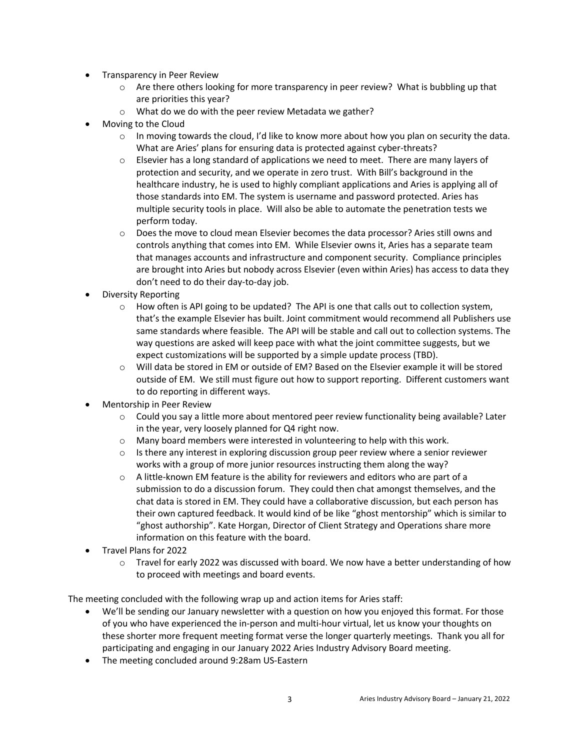- Transparency in Peer Review
  - Are there others looking for more transparency in peer review? What is bubbling up that are priorities this year?
  - What do we do with the peer review Metadata we gather?
- Moving to the Cloud
  - In moving towards the cloud, I'd like to know more about how you plan on security the data. What are Aries' plans for ensuring data is protected against cyber-threats?
  - Elsevier has a long standard of applications we need to meet. There are many layers of protection and security, and we operate in zero trust. With Bill's background in the healthcare industry, he is used to highly compliant applications and Aries is applying all of those standards into EM. The system is username and password protected. Aries has multiple security tools in place. Will also be able to automate the penetration tests we perform today.
  - Does the move to cloud mean Elsevier becomes the data processor? Aries still owns and controls anything that comes into EM. While Elsevier owns it, Aries has a separate team that manages accounts and infrastructure and component security. Compliance principles are brought into Aries but nobody across Elsevier (even within Aries) has access to data they don't need to do their day-to-day job.
- Diversity Reporting
  - How often is API going to be updated? The API is one that calls out to collection system, that's the example Elsevier has built. Joint commitment would recommend all Publishers use same standards where feasible. The API will be stable and call out to collection systems. The way questions are asked will keep pace with what the joint committee suggests, but we expect customizations will be supported by a simple update process (TBD).
  - Will data be stored in EM or outside of EM? Based on the Elsevier example it will be stored outside of EM. We still must figure out how to support reporting. Different customers want to do reporting in different ways.
- Mentorship in Peer Review
  - Could you say a little more about mentored peer review functionality being available? Later in the year, very loosely planned for Q4 right now.
  - Many board members were interested in volunteering to help with this work.
  - Is there any interest in exploring discussion group peer review where a senior reviewer works with a group of more junior resources instructing them along the way?
  - A little-known EM feature is the ability for reviewers and editors who are part of a submission to do a discussion forum. They could then chat amongst themselves, and the chat data is stored in EM. They could have a collaborative discussion, but each person has their own captured feedback. It would kind of be like "ghost mentorship" which is similar to "ghost authorship". Kate Horgan, Director of Client Strategy and Operations share more information on this feature with the board.
- Travel Plans for 2022
  - Travel for early 2022 was discussed with board. We now have a better understanding of how to proceed with meetings and board events.

The meeting concluded with the following wrap up and action items for Aries staff:

- We'll be sending our January newsletter with a question on how you enjoyed this format. For those of you who have experienced the in-person and multi-hour virtual, let us know your thoughts on these shorter more frequent meeting format verse the longer quarterly meetings. Thank you all for participating and engaging in our January 2022 Aries Industry Advisory Board meeting.
- The meeting concluded around 9:28am US-Eastern